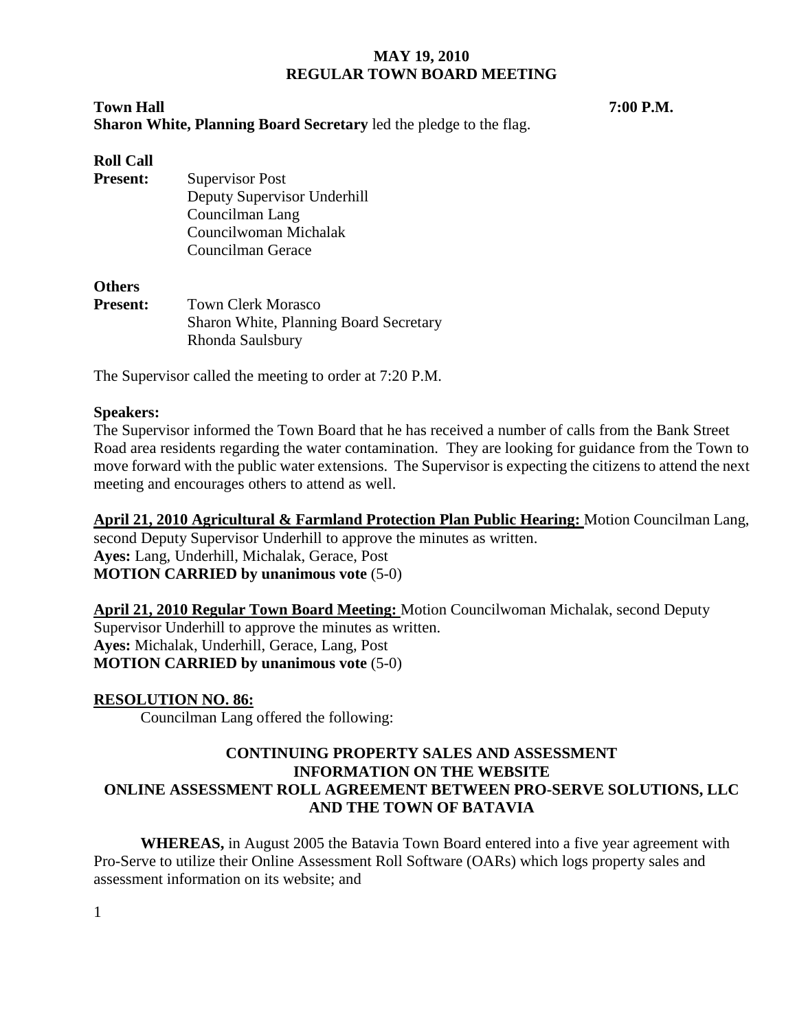# MAY 19, 2010
# REGULAR TOWN BOARD MEETING

**Town Hall** **7:00 P.M.**

**Sharon White, Planning Board Secretary** led the pledge to the flag.

**Roll Call**

**Present:** Supervisor Post
Deputy Supervisor Underhill
Councilman Lang
Councilwoman Michalak
Councilman Gerace

**Others**

**Present:** Town Clerk Morasco
Sharon White, Planning Board Secretary
Rhonda Saulsbury

The Supervisor called the meeting to order at 7:20 P.M.

**Speakers:**

The Supervisor informed the Town Board that he has received a number of calls from the Bank Street Road area residents regarding the water contamination. They are looking for guidance from the Town to move forward with the public water extensions. The Supervisor is expecting the citizens to attend the next meeting and encourages others to attend as well.

**April 21, 2010 Agricultural & Farmland Protection Plan Public Hearing:** Motion Councilman Lang, second Deputy Supervisor Underhill to approve the minutes as written.
**Ayes:** Lang, Underhill, Michalak, Gerace, Post
**MOTION CARRIED by unanimous vote** (5-0)

**April 21, 2010 Regular Town Board Meeting:** Motion Councilwoman Michalak, second Deputy Supervisor Underhill to approve the minutes as written.
**Ayes:** Michalak, Underhill, Gerace, Lang, Post
**MOTION CARRIED by unanimous vote** (5-0)

**RESOLUTION NO. 86:**

Councilman Lang offered the following:

**CONTINUING PROPERTY SALES AND ASSESSMENT INFORMATION ON THE WEBSITE ONLINE ASSESSMENT ROLL AGREEMENT BETWEEN PRO-SERVE SOLUTIONS, LLC AND THE TOWN OF BATAVIA**

**WHEREAS,** in August 2005 the Batavia Town Board entered into a five year agreement with Pro-Serve to utilize their Online Assessment Roll Software (OARs) which logs property sales and assessment information on its website; and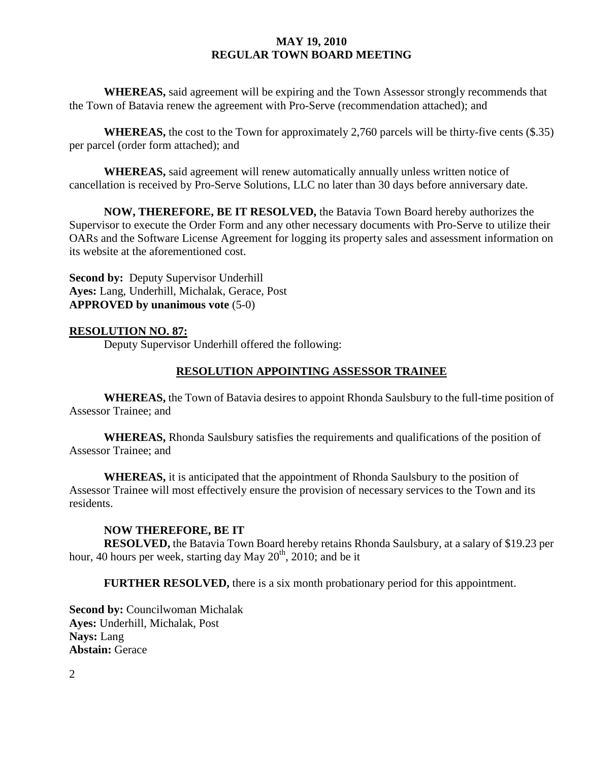**WHEREAS,** said agreement will be expiring and the Town Assessor strongly recommends that the Town of Batavia renew the agreement with Pro-Serve (recommendation attached); and

**WHEREAS,** the cost to the Town for approximately 2,760 parcels will be thirty-five cents ($.35) per parcel (order form attached); and

**WHEREAS,** said agreement will renew automatically annually unless written notice of cancellation is received by Pro-Serve Solutions, LLC no later than 30 days before anniversary date.

**NOW, THEREFORE, BE IT RESOLVED,** the Batavia Town Board hereby authorizes the Supervisor to execute the Order Form and any other necessary documents with Pro-Serve to utilize their OARs and the Software License Agreement for logging its property sales and assessment information on its website at the aforementioned cost.

**Second by:** Deputy Supervisor Underhill
**Ayes:** Lang, Underhill, Michalak, Gerace, Post
**APPROVED by unanimous vote** (5-0)

**RESOLUTION NO. 87:**

Deputy Supervisor Underhill offered the following:

**RESOLUTION APPOINTING ASSESSOR TRAINEE**

**WHEREAS,** the Town of Batavia desires to appoint Rhonda Saulsbury to the full-time position of Assessor Trainee; and

**WHEREAS,** Rhonda Saulsbury satisfies the requirements and qualifications of the position of Assessor Trainee; and

**WHEREAS,** it is anticipated that the appointment of Rhonda Saulsbury to the position of Assessor Trainee will most effectively ensure the provision of necessary services to the Town and its residents.

**NOW THEREFORE, BE IT**
**RESOLVED,** the Batavia Town Board hereby retains Rhonda Saulsbury, at a salary of $19.23 per hour, 40 hours per week, starting day May 20th, 2010; and be it

**FURTHER RESOLVED,** there is a six month probationary period for this appointment.

**Second by:** Councilwoman Michalak
**Ayes:** Underhill, Michalak, Post
**Nays:** Lang
**Abstain:** Gerace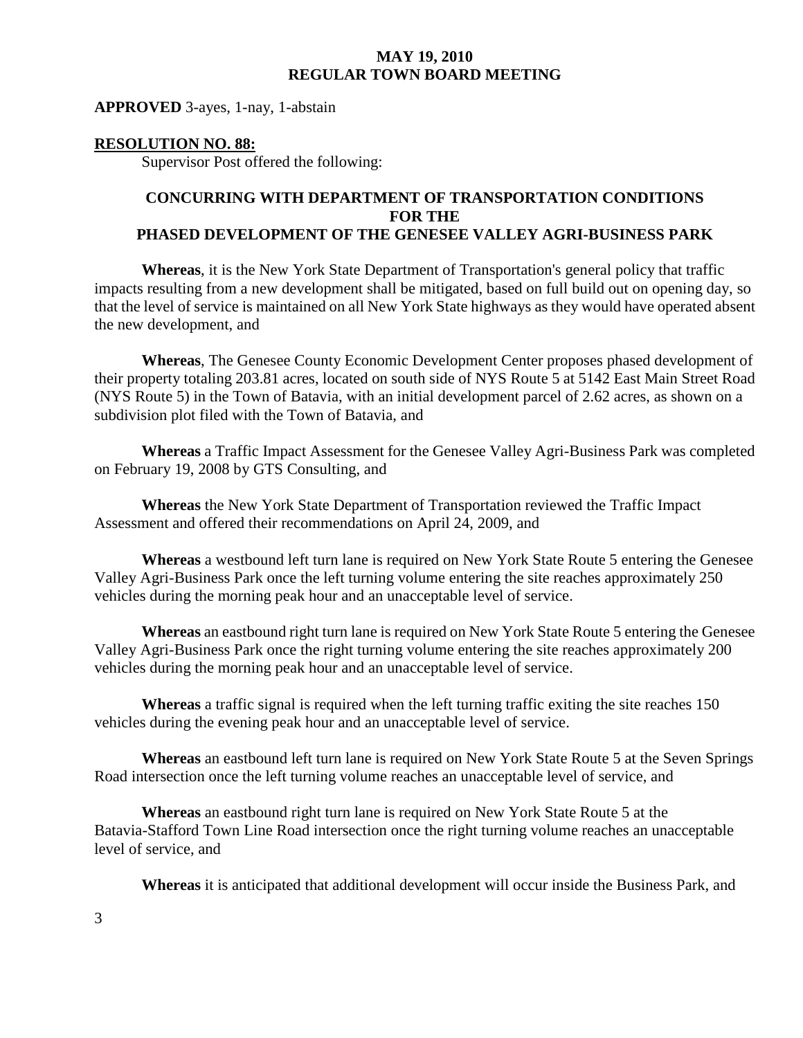**APPROVED** 3-ayes, 1-nay, 1-abstain

**RESOLUTION NO. 88:**

Supervisor Post offered the following:

**CONCURRING WITH DEPARTMENT OF TRANSPORTATION CONDITIONS FOR THE PHASED DEVELOPMENT OF THE GENESEE VALLEY AGRI-BUSINESS PARK**

**Whereas**, it is the New York State Department of Transportation's general policy that traffic impacts resulting from a new development shall be mitigated, based on full build out on opening day, so that the level of service is maintained on all New York State highways as they would have operated absent the new development, and

**Whereas**, The Genesee County Economic Development Center proposes phased development of their property totaling 203.81 acres, located on south side of NYS Route 5 at 5142 East Main Street Road (NYS Route 5) in the Town of Batavia, with an initial development parcel of 2.62 acres, as shown on a subdivision plot filed with the Town of Batavia, and

**Whereas** a Traffic Impact Assessment for the Genesee Valley Agri-Business Park was completed on February 19, 2008 by GTS Consulting, and

**Whereas** the New York State Department of Transportation reviewed the Traffic Impact Assessment and offered their recommendations on April 24, 2009, and

**Whereas** a westbound left turn lane is required on New York State Route 5 entering the Genesee Valley Agri-Business Park once the left turning volume entering the site reaches approximately 250 vehicles during the morning peak hour and an unacceptable level of service.

**Whereas** an eastbound right turn lane is required on New York State Route 5 entering the Genesee Valley Agri-Business Park once the right turning volume entering the site reaches approximately 200 vehicles during the morning peak hour and an unacceptable level of service.

**Whereas** a traffic signal is required when the left turning traffic exiting the site reaches 150 vehicles during the evening peak hour and an unacceptable level of service.

**Whereas** an eastbound left turn lane is required on New York State Route 5 at the Seven Springs Road intersection once the left turning volume reaches an unacceptable level of service, and

**Whereas** an eastbound right turn lane is required on New York State Route 5 at the Batavia-Stafford Town Line Road intersection once the right turning volume reaches an unacceptable level of service, and

**Whereas** it is anticipated that additional development will occur inside the Business Park, and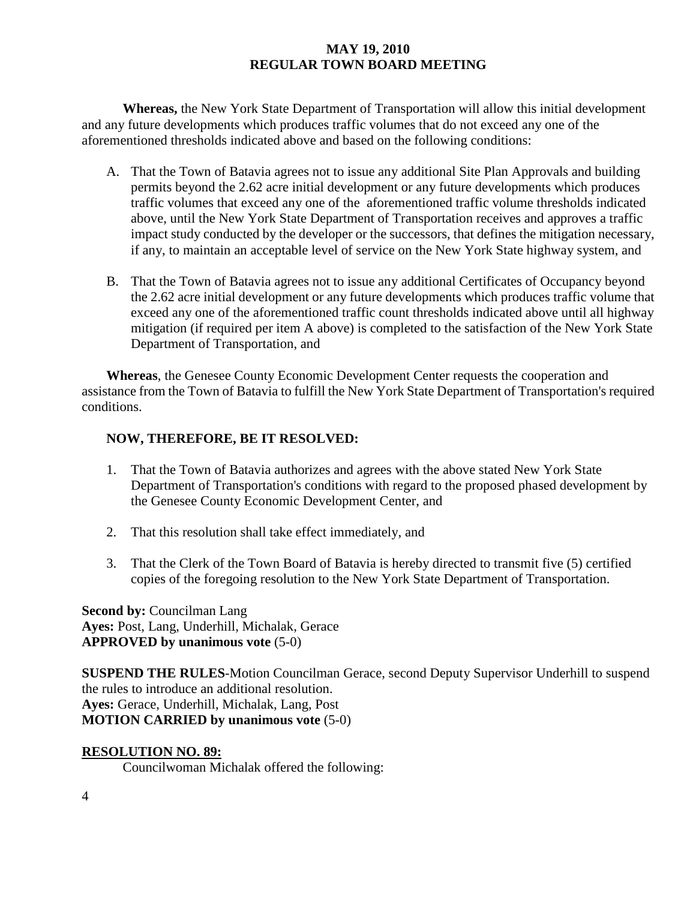**Whereas,** the New York State Department of Transportation will allow this initial development and any future developments which produces traffic volumes that do not exceed any one of the aforementioned thresholds indicated above and based on the following conditions:

A. That the Town of Batavia agrees not to issue any additional Site Plan Approvals and building permits beyond the 2.62 acre initial development or any future developments which produces traffic volumes that exceed any one of the aforementioned traffic volume thresholds indicated above, until the New York State Department of Transportation receives and approves a traffic impact study conducted by the developer or the successors, that defines the mitigation necessary, if any, to maintain an acceptable level of service on the New York State highway system, and

B. That the Town of Batavia agrees not to issue any additional Certificates of Occupancy beyond the 2.62 acre initial development or any future developments which produces traffic volume that exceed any one of the aforementioned traffic count thresholds indicated above until all highway mitigation (if required per item A above) is completed to the satisfaction of the New York State Department of Transportation, and

**Whereas**, the Genesee County Economic Development Center requests the cooperation and assistance from the Town of Batavia to fulfill the New York State Department of Transportation's required conditions.

**NOW, THEREFORE, BE IT RESOLVED:**

1. That the Town of Batavia authorizes and agrees with the above stated New York State Department of Transportation's conditions with regard to the proposed phased development by the Genesee County Economic Development Center, and

2. That this resolution shall take effect immediately, and

3. That the Clerk of the Town Board of Batavia is hereby directed to transmit five (5) certified copies of the foregoing resolution to the New York State Department of Transportation.

**Second by:** Councilman Lang
**Ayes:** Post, Lang, Underhill, Michalak, Gerace
**APPROVED by unanimous vote** (5-0)

**SUSPEND THE RULES**-Motion Councilman Gerace, second Deputy Supervisor Underhill to suspend the rules to introduce an additional resolution.
**Ayes:** Gerace, Underhill, Michalak, Lang, Post
**MOTION CARRIED by unanimous vote** (5-0)

**RESOLUTION NO. 89:**

Councilwoman Michalak offered the following: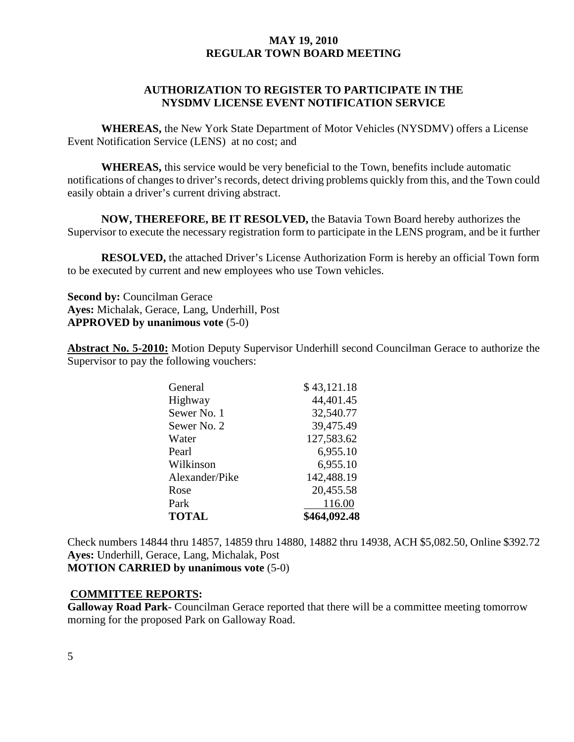## AUTHORIZATION TO REGISTER TO PARTICIPATE IN THE NYSDMV LICENSE EVENT NOTIFICATION SERVICE

**WHEREAS,** the New York State Department of Motor Vehicles (NYSDMV) offers a License Event Notification Service (LENS) at no cost; and

**WHEREAS,** this service would be very beneficial to the Town, benefits include automatic notifications of changes to driver's records, detect driving problems quickly from this, and the Town could easily obtain a driver's current driving abstract.

**NOW, THEREFORE, BE IT RESOLVED,** the Batavia Town Board hereby authorizes the Supervisor to execute the necessary registration form to participate in the LENS program, and be it further

**RESOLVED,** the attached Driver's License Authorization Form is hereby an official Town form to be executed by current and new employees who use Town vehicles.

**Second by:** Councilman Gerace
**Ayes:** Michalak, Gerace, Lang, Underhill, Post
**APPROVED by unanimous vote** (5-0)

**Abstract No. 5-2010:** Motion Deputy Supervisor Underhill second Councilman Gerace to authorize the Supervisor to pay the following vouchers:

| | |
|---|---|
| General | $ 43,121.18 |
| Highway | 44,401.45 |
| Sewer No. 1 | 32,540.77 |
| Sewer No. 2 | 39,475.49 |
| Water | 127,583.62 |
| Pearl | 6,955.10 |
| Wilkinson | 6,955.10 |
| Alexander/Pike | 142,488.19 |
| Rose | 20,455.58 |
| Park | 116.00 |
| **TOTAL** | **$464,092.48** |

Check numbers 14844 thru 14857, 14859 thru 14880, 14882 thru 14938, ACH $5,082.50, Online $392.72
**Ayes:** Underhill, Gerace, Lang, Michalak, Post
**MOTION CARRIED by unanimous vote** (5-0)

**COMMITTEE REPORTS:**

**Galloway Road Park-** Councilman Gerace reported that there will be a committee meeting tomorrow morning for the proposed Park on Galloway Road.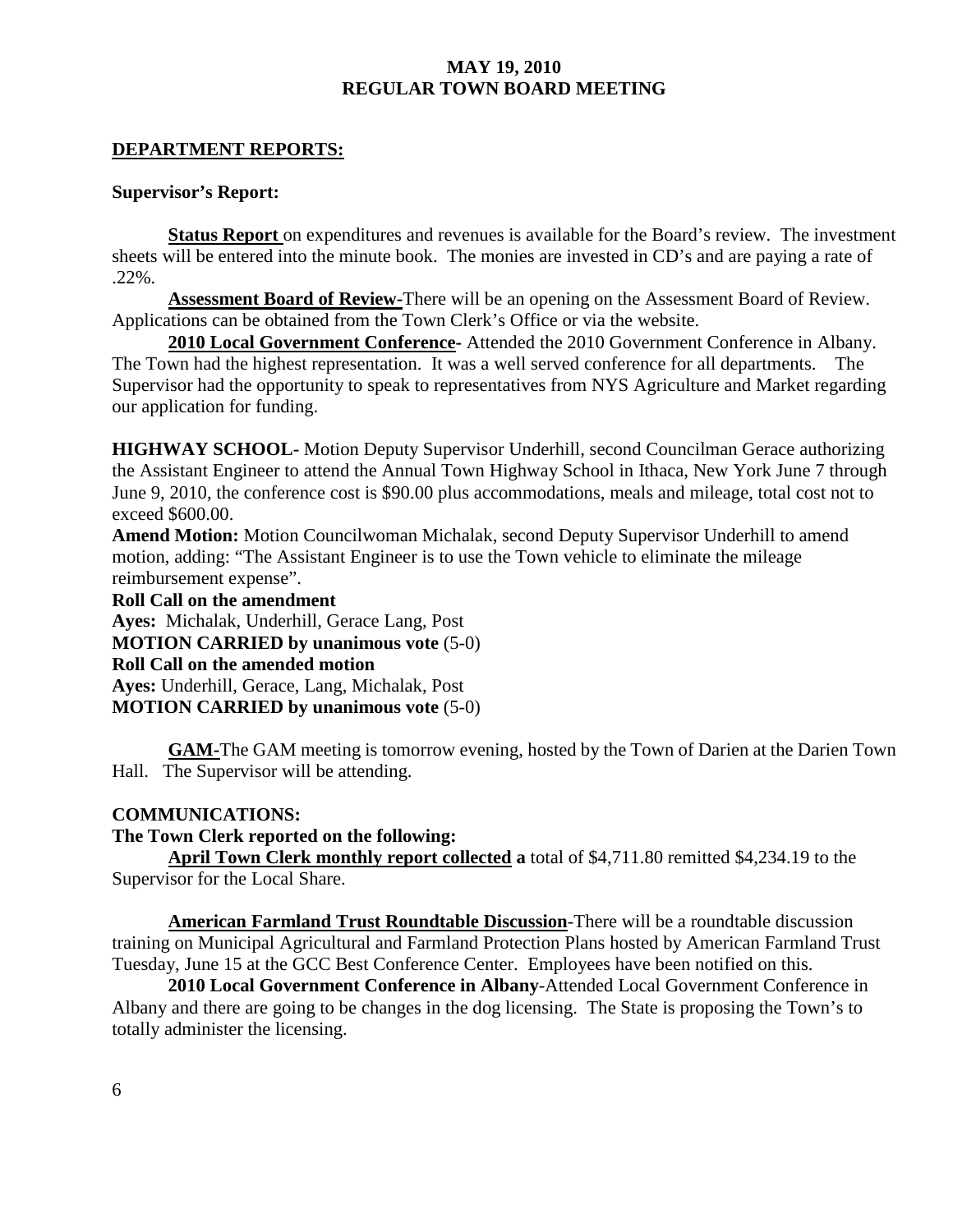**MAY 19, 2010**
**REGULAR TOWN BOARD MEETING**

**DEPARTMENT REPORTS:**

**Supervisor's Report:**

**Status Report** on expenditures and revenues is available for the Board's review. The investment sheets will be entered into the minute book. The monies are invested in CD's and are paying a rate of .22%.

**Assessment Board of Review-**There will be an opening on the Assessment Board of Review. Applications can be obtained from the Town Clerk's Office or via the website.

**2010 Local Government Conference-** Attended the 2010 Government Conference in Albany. The Town had the highest representation. It was a well served conference for all departments. The Supervisor had the opportunity to speak to representatives from NYS Agriculture and Market regarding our application for funding.

**HIGHWAY SCHOOL-** Motion Deputy Supervisor Underhill, second Councilman Gerace authorizing the Assistant Engineer to attend the Annual Town Highway School in Ithaca, New York June 7 through June 9, 2010, the conference cost is $90.00 plus accommodations, meals and mileage, total cost not to exceed $600.00.

**Amend Motion:** Motion Councilwoman Michalak, second Deputy Supervisor Underhill to amend motion, adding: "The Assistant Engineer is to use the Town vehicle to eliminate the mileage reimbursement expense".

**Roll Call on the amendment**
**Ayes:** Michalak, Underhill, Gerace Lang, Post
**MOTION CARRIED by unanimous vote** (5-0)
**Roll Call on the amended motion**
**Ayes:** Underhill, Gerace, Lang, Michalak, Post
**MOTION CARRIED by unanimous vote** (5-0)

**GAM-**The GAM meeting is tomorrow evening, hosted by the Town of Darien at the Darien Town Hall. The Supervisor will be attending.

**COMMUNICATIONS:**

**The Town Clerk reported on the following:**

**April Town Clerk monthly report collected a** total of $4,711.80 remitted $4,234.19 to the Supervisor for the Local Share.

**American Farmland Trust Roundtable Discussion**-There will be a roundtable discussion training on Municipal Agricultural and Farmland Protection Plans hosted by American Farmland Trust Tuesday, June 15 at the GCC Best Conference Center. Employees have been notified on this.

**2010 Local Government Conference in Albany**-Attended Local Government Conference in Albany and there are going to be changes in the dog licensing. The State is proposing the Town's to totally administer the licensing.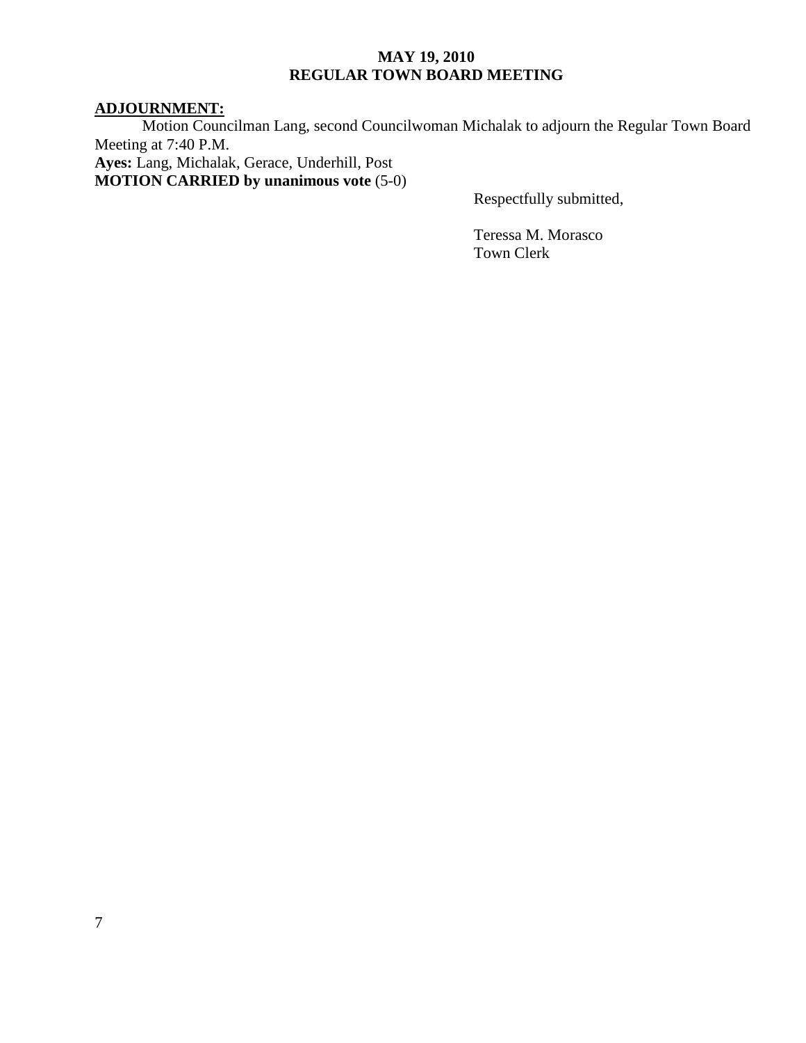**ADJOURNMENT:**

Motion Councilman Lang, second Councilwoman Michalak to adjourn the Regular Town Board Meeting at 7:40 P.M.

**Ayes:** Lang, Michalak, Gerace, Underhill, Post

**MOTION CARRIED by unanimous vote** (5-0)

Respectfully submitted,

Teressa M. Morasco
Town Clerk